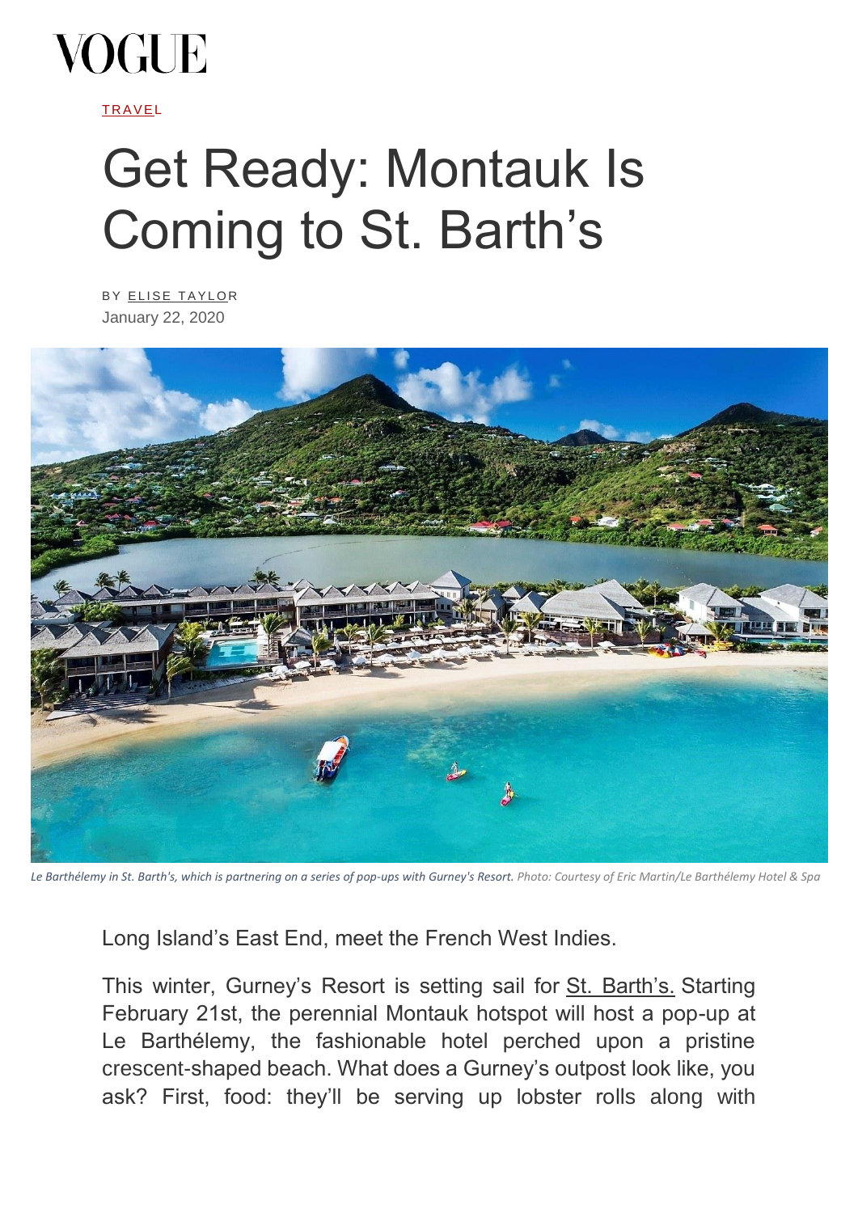VOGUE

TRAVEL

# Get Ready: Montauk Is Coming to St. Barth's

BY ELISE TAYLOR
January 22, 2020

*Le Barthélemy in St. Barth's, which is partnering on a series of pop-ups with Gurney's Resort.* Photo: Courtesy of Eric Martin/Le Barthélemy Hotel & Spa

Long Island's East End, meet the French West Indies.

This winter, Gurney's Resort is setting sail for St. Barth's. Starting February 21st, the perennial Montauk hotspot will host a pop-up at Le Barthélemy, the fashionable hotel perched upon a pristine crescent-shaped beach. What does a Gurney's outpost look like, you ask? First, food: they'll be serving up lobster rolls along with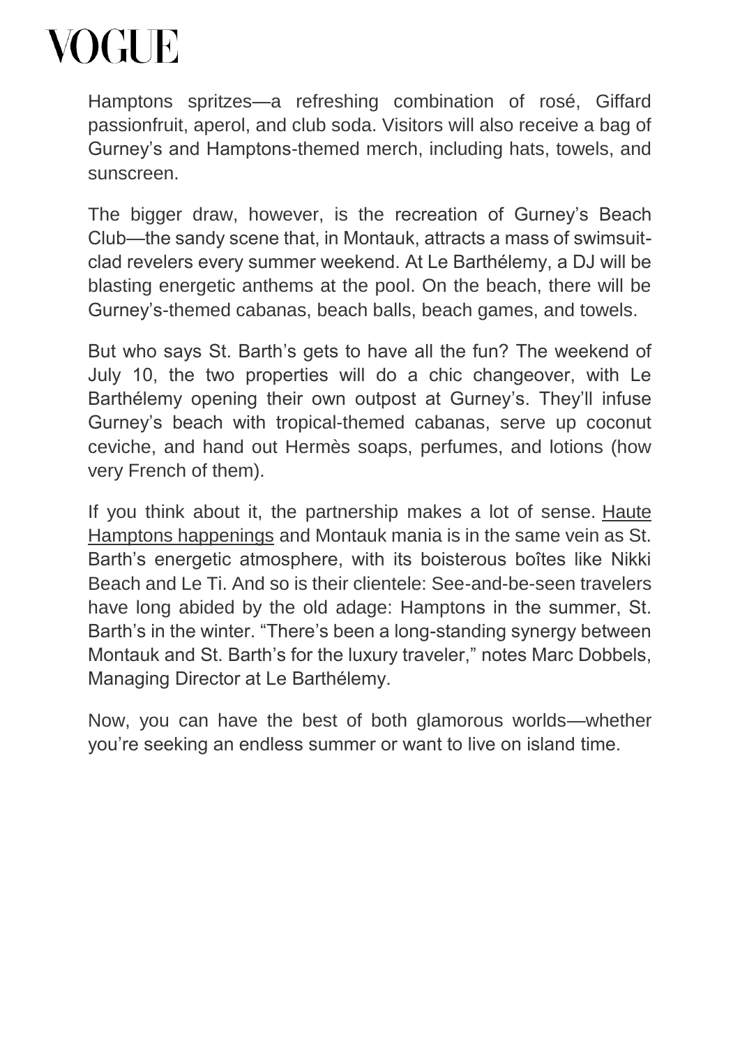Hamptons spritzes—a refreshing combination of rosé, Giffard passionfruit, aperol, and club soda. Visitors will also receive a bag of Gurney's and Hamptons-themed merch, including hats, towels, and sunscreen.

The bigger draw, however, is the recreation of Gurney's Beach Club—the sandy scene that, in Montauk, attracts a mass of swimsuit-clad revelers every summer weekend. At Le Barthélemy, a DJ will be blasting energetic anthems at the pool. On the beach, there will be Gurney's-themed cabanas, beach balls, beach games, and towels.

But who says St. Barth's gets to have all the fun? The weekend of July 10, the two properties will do a chic changeover, with Le Barthélemy opening their own outpost at Gurney's. They'll infuse Gurney's beach with tropical-themed cabanas, serve up coconut ceviche, and hand out Hermès soaps, perfumes, and lotions (how very French of them).

If you think about it, the partnership makes a lot of sense. Haute Hamptons happenings and Montauk mania is in the same vein as St. Barth's energetic atmosphere, with its boisterous boîtes like Nikki Beach and Le Ti. And so is their clientele: See-and-be-seen travelers have long abided by the old adage: Hamptons in the summer, St. Barth's in the winter. "There's been a long-standing synergy between Montauk and St. Barth's for the luxury traveler," notes Marc Dobbels, Managing Director at Le Barthélemy.

Now, you can have the best of both glamorous worlds—whether you're seeking an endless summer or want to live on island time.